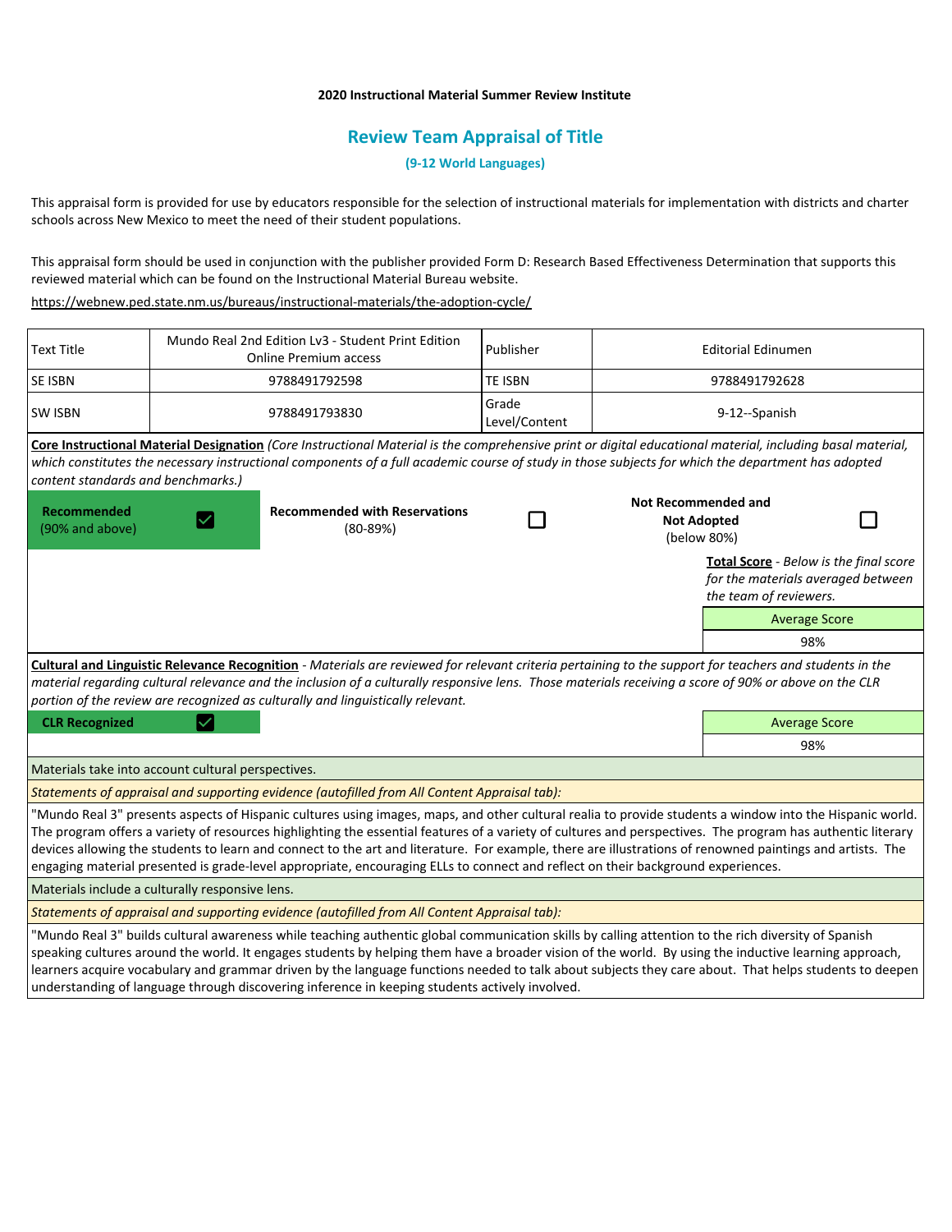**2020 Instructional Material Summer Review Institute**

## Review Team Appraisal of Title

**(9-12 World Languages)**

This appraisal form is provided for use by educators responsible for the selection of instructional materials for implementation with districts and charter schools across New Mexico to meet the need of their student populations.

This appraisal form should be used in conjunction with the publisher provided Form D: Research Based Effectiveness Determination that supports this reviewed material which can be found on the Instructional Material Bureau website.

https://webnew.ped.state.nm.us/bureaus/instructional-materials/the-adoption-cycle/

| Text Title | Mundo Real 2nd Edition Lv3 - Student Print Edition Online Premium access | Publisher | Editorial Edinumen |
|---|---|---|---|
| SE ISBN | 9788491792598 | TE ISBN | 9788491792628 |
| SW ISBN | 9788491793830 | Grade Level/Content | 9-12--Spanish |

**Core Instructional Material Designation** *(Core Instructional Material is the comprehensive print or digital educational material, including basal material, which constitutes the necessary instructional components of a full academic course of study in those subjects for which the department has adopted content standards and benchmarks.)*

| Recommended (90% and above) | Recommended with Reservations (80-89%) | Not Recommended and Not Adopted (below 80%) |
|---|---|---|
| ☑ | ☐ | ☐ |

**Total Score** - *Below is the final score for the materials averaged between the team of reviewers.*

| Average Score |
|---|
| 98% |

**Cultural and Linguistic Relevance Recognition** - *Materials are reviewed for relevant criteria pertaining to the support for teachers and students in the material regarding cultural relevance and the inclusion of a culturally responsive lens. Those materials receiving a score of 90% or above on the CLR portion of the review are recognized as culturally and linguistically relevant.*

**CLR Recognized** ☑

| Average Score |
|---|
| 98% |

Materials take into account cultural perspectives.

*Statements of appraisal and supporting evidence (autofilled from All Content Appraisal tab):*

"Mundo Real 3" presents aspects of Hispanic cultures using images, maps, and other cultural realia to provide students a window into the Hispanic world. The program offers a variety of resources highlighting the essential features of a variety of cultures and perspectives. The program has authentic literary devices allowing the students to learn and connect to the art and literature. For example, there are illustrations of renowned paintings and artists. The engaging material presented is grade-level appropriate, encouraging ELLs to connect and reflect on their background experiences.

Materials include a culturally responsive lens.

*Statements of appraisal and supporting evidence (autofilled from All Content Appraisal tab):*

"Mundo Real 3" builds cultural awareness while teaching authentic global communication skills by calling attention to the rich diversity of Spanish speaking cultures around the world. It engages students by helping them have a broader vision of the world. By using the inductive learning approach, learners acquire vocabulary and grammar driven by the language functions needed to talk about subjects they care about. That helps students to deepen understanding of language through discovering inference in keeping students actively involved.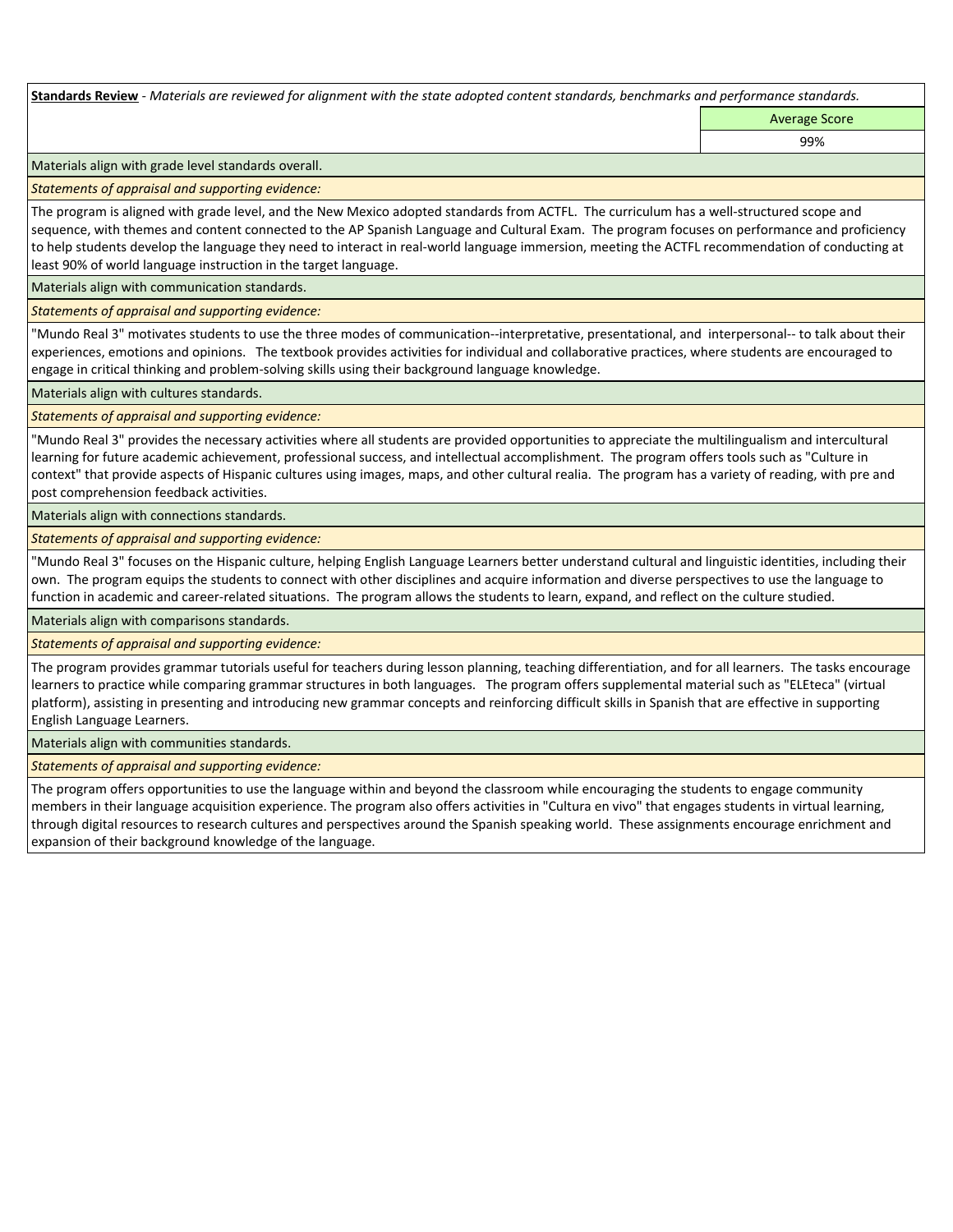**Standards Review** - *Materials are reviewed for alignment with the state adopted content standards, benchmarks and performance standards.*

| | Average Score |
|---|---|
| | 99% |

Materials align with grade level standards overall.

*Statements of appraisal and supporting evidence:*

The program is aligned with grade level, and the New Mexico adopted standards from ACTFL. The curriculum has a well-structured scope and sequence, with themes and content connected to the AP Spanish Language and Cultural Exam. The program focuses on performance and proficiency to help students develop the language they need to interact in real-world language immersion, meeting the ACTFL recommendation of conducting at least 90% of world language instruction in the target language.

Materials align with communication standards.

*Statements of appraisal and supporting evidence:*

"Mundo Real 3" motivates students to use the three modes of communication--interpretative, presentational, and interpersonal-- to talk about their experiences, emotions and opinions. The textbook provides activities for individual and collaborative practices, where students are encouraged to engage in critical thinking and problem-solving skills using their background language knowledge.

Materials align with cultures standards.

*Statements of appraisal and supporting evidence:*

"Mundo Real 3" provides the necessary activities where all students are provided opportunities to appreciate the multilingualism and intercultural learning for future academic achievement, professional success, and intellectual accomplishment. The program offers tools such as "Culture in context" that provide aspects of Hispanic cultures using images, maps, and other cultural realia. The program has a variety of reading, with pre and post comprehension feedback activities.

Materials align with connections standards.

*Statements of appraisal and supporting evidence:*

"Mundo Real 3" focuses on the Hispanic culture, helping English Language Learners better understand cultural and linguistic identities, including their own. The program equips the students to connect with other disciplines and acquire information and diverse perspectives to use the language to function in academic and career-related situations. The program allows the students to learn, expand, and reflect on the culture studied.

Materials align with comparisons standards.

*Statements of appraisal and supporting evidence:*

The program provides grammar tutorials useful for teachers during lesson planning, teaching differentiation, and for all learners. The tasks encourage learners to practice while comparing grammar structures in both languages. The program offers supplemental material such as "ELEteca" (virtual platform), assisting in presenting and introducing new grammar concepts and reinforcing difficult skills in Spanish that are effective in supporting English Language Learners.

Materials align with communities standards.

*Statements of appraisal and supporting evidence:*

The program offers opportunities to use the language within and beyond the classroom while encouraging the students to engage community members in their language acquisition experience. The program also offers activities in "Cultura en vivo" that engages students in virtual learning, through digital resources to research cultures and perspectives around the Spanish speaking world. These assignments encourage enrichment and expansion of their background knowledge of the language.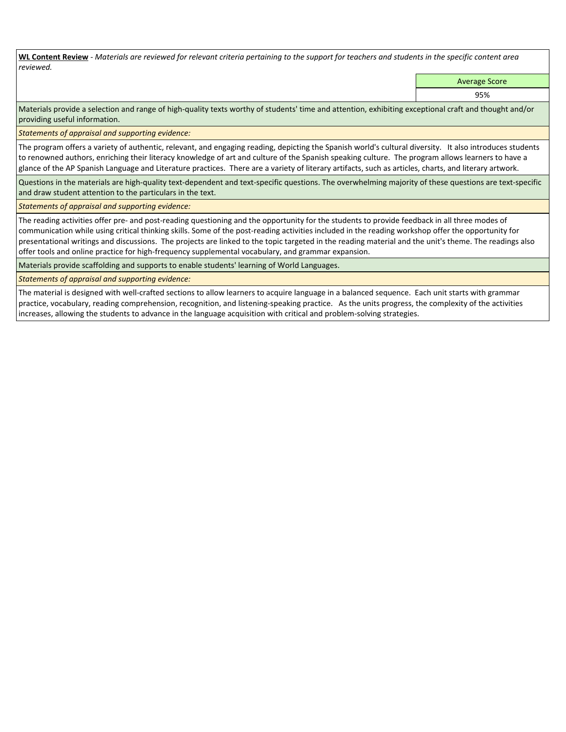**WL Content Review** - *Materials are reviewed for relevant criteria pertaining to the support for teachers and students in the specific content area reviewed.*

| | Average Score |
|---|---|
| | 95% |

Materials provide a selection and range of high-quality texts worthy of students' time and attention, exhibiting exceptional craft and thought and/or providing useful information.

*Statements of appraisal and supporting evidence:*

The program offers a variety of authentic, relevant, and engaging reading, depicting the Spanish world's cultural diversity. It also introduces students to renowned authors, enriching their literacy knowledge of art and culture of the Spanish speaking culture. The program allows learners to have a glance of the AP Spanish Language and Literature practices. There are a variety of literary artifacts, such as articles, charts, and literary artwork.

Questions in the materials are high-quality text-dependent and text-specific questions. The overwhelming majority of these questions are text-specific and draw student attention to the particulars in the text.

*Statements of appraisal and supporting evidence:*

The reading activities offer pre- and post-reading questioning and the opportunity for the students to provide feedback in all three modes of communication while using critical thinking skills. Some of the post-reading activities included in the reading workshop offer the opportunity for presentational writings and discussions. The projects are linked to the topic targeted in the reading material and the unit's theme. The readings also offer tools and online practice for high-frequency supplemental vocabulary, and grammar expansion.

Materials provide scaffolding and supports to enable students' learning of World Languages.

*Statements of appraisal and supporting evidence:*

The material is designed with well-crafted sections to allow learners to acquire language in a balanced sequence. Each unit starts with grammar practice, vocabulary, reading comprehension, recognition, and listening-speaking practice. As the units progress, the complexity of the activities increases, allowing the students to advance in the language acquisition with critical and problem-solving strategies.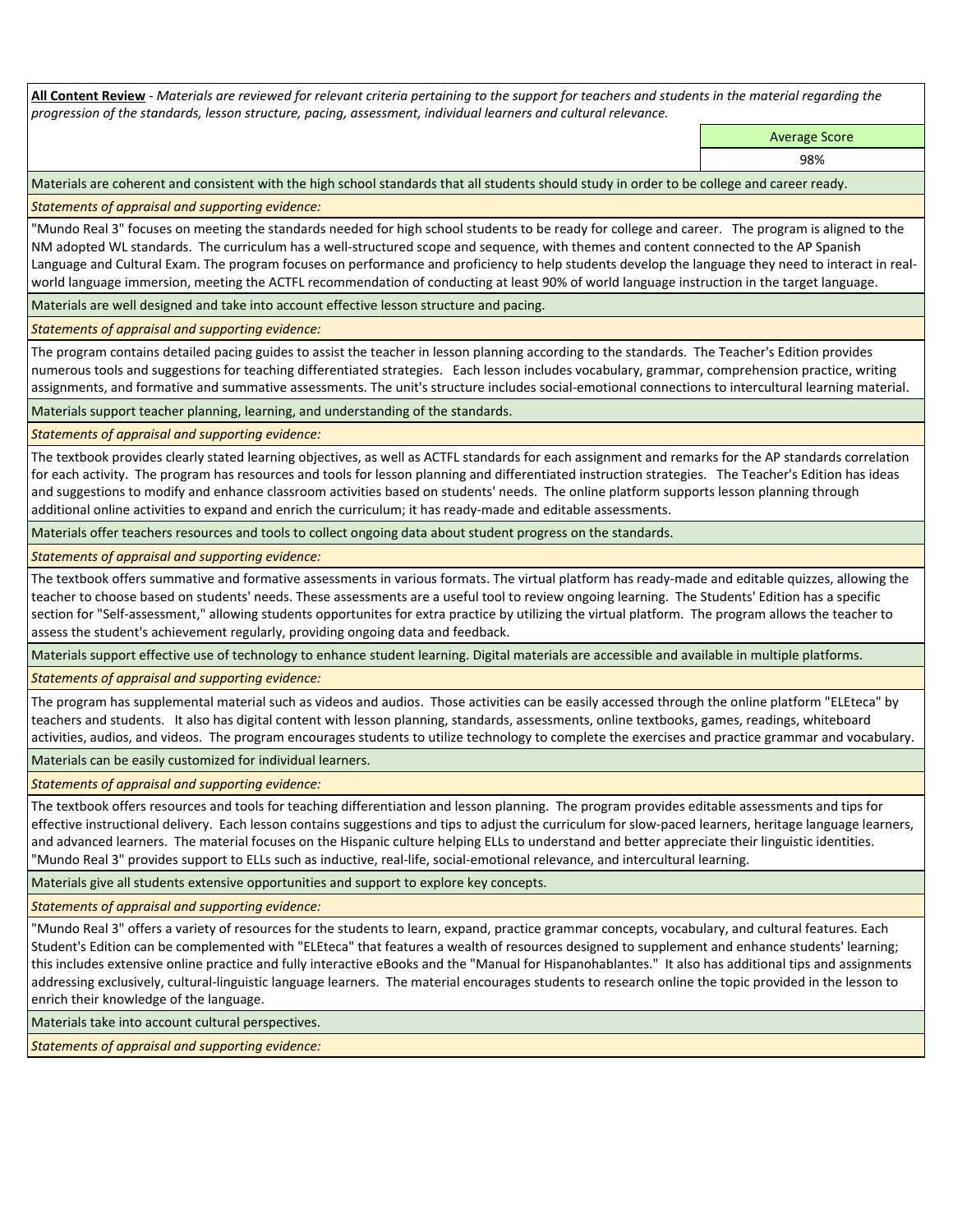**All Content Review** - *Materials are reviewed for relevant criteria pertaining to the support for teachers and students in the material regarding the progression of the standards, lesson structure, pacing, assessment, individual learners and cultural relevance.*

| | Average Score |
|---|---|
| | 98% |

Materials are coherent and consistent with the high school standards that all students should study in order to be college and career ready.

*Statements of appraisal and supporting evidence:*

"Mundo Real 3" focuses on meeting the standards needed for high school students to be ready for college and career. The program is aligned to the NM adopted WL standards. The curriculum has a well-structured scope and sequence, with themes and content connected to the AP Spanish Language and Cultural Exam. The program focuses on performance and proficiency to help students develop the language they need to interact in real-world language immersion, meeting the ACTFL recommendation of conducting at least 90% of world language instruction in the target language.

Materials are well designed and take into account effective lesson structure and pacing.

*Statements of appraisal and supporting evidence:*

The program contains detailed pacing guides to assist the teacher in lesson planning according to the standards. The Teacher's Edition provides numerous tools and suggestions for teaching differentiated strategies. Each lesson includes vocabulary, grammar, comprehension practice, writing assignments, and formative and summative assessments. The unit's structure includes social-emotional connections to intercultural learning material.

Materials support teacher planning, learning, and understanding of the standards.

*Statements of appraisal and supporting evidence:*

The textbook provides clearly stated learning objectives, as well as ACTFL standards for each assignment and remarks for the AP standards correlation for each activity. The program has resources and tools for lesson planning and differentiated instruction strategies. The Teacher's Edition has ideas and suggestions to modify and enhance classroom activities based on students' needs. The online platform supports lesson planning through additional online activities to expand and enrich the curriculum; it has ready-made and editable assessments.

Materials offer teachers resources and tools to collect ongoing data about student progress on the standards.

*Statements of appraisal and supporting evidence:*

The textbook offers summative and formative assessments in various formats. The virtual platform has ready-made and editable quizzes, allowing the teacher to choose based on students' needs. These assessments are a useful tool to review ongoing learning. The Students' Edition has a specific section for "Self-assessment," allowing students opportunites for extra practice by utilizing the virtual platform. The program allows the teacher to assess the student's achievement regularly, providing ongoing data and feedback.

Materials support effective use of technology to enhance student learning. Digital materials are accessible and available in multiple platforms.

*Statements of appraisal and supporting evidence:*

The program has supplemental material such as videos and audios. Those activities can be easily accessed through the online platform "ELEteca" by teachers and students. It also has digital content with lesson planning, standards, assessments, online textbooks, games, readings, whiteboard activities, audios, and videos. The program encourages students to utilize technology to complete the exercises and practice grammar and vocabulary.

Materials can be easily customized for individual learners.

*Statements of appraisal and supporting evidence:*

The textbook offers resources and tools for teaching differentiation and lesson planning. The program provides editable assessments and tips for effective instructional delivery. Each lesson contains suggestions and tips to adjust the curriculum for slow-paced learners, heritage language learners, and advanced learners. The material focuses on the Hispanic culture helping ELLs to understand and better appreciate their linguistic identities. "Mundo Real 3" provides support to ELLs such as inductive, real-life, social-emotional relevance, and intercultural learning.

Materials give all students extensive opportunities and support to explore key concepts.

*Statements of appraisal and supporting evidence:*

"Mundo Real 3" offers a variety of resources for the students to learn, expand, practice grammar concepts, vocabulary, and cultural features. Each Student's Edition can be complemented with "ELEteca" that features a wealth of resources designed to supplement and enhance students' learning; this includes extensive online practice and fully interactive eBooks and the "Manual for Hispanohablantes." It also has additional tips and assignments addressing exclusively, cultural-linguistic language learners. The material encourages students to research online the topic provided in the lesson to enrich their knowledge of the language.

Materials take into account cultural perspectives.

*Statements of appraisal and supporting evidence:*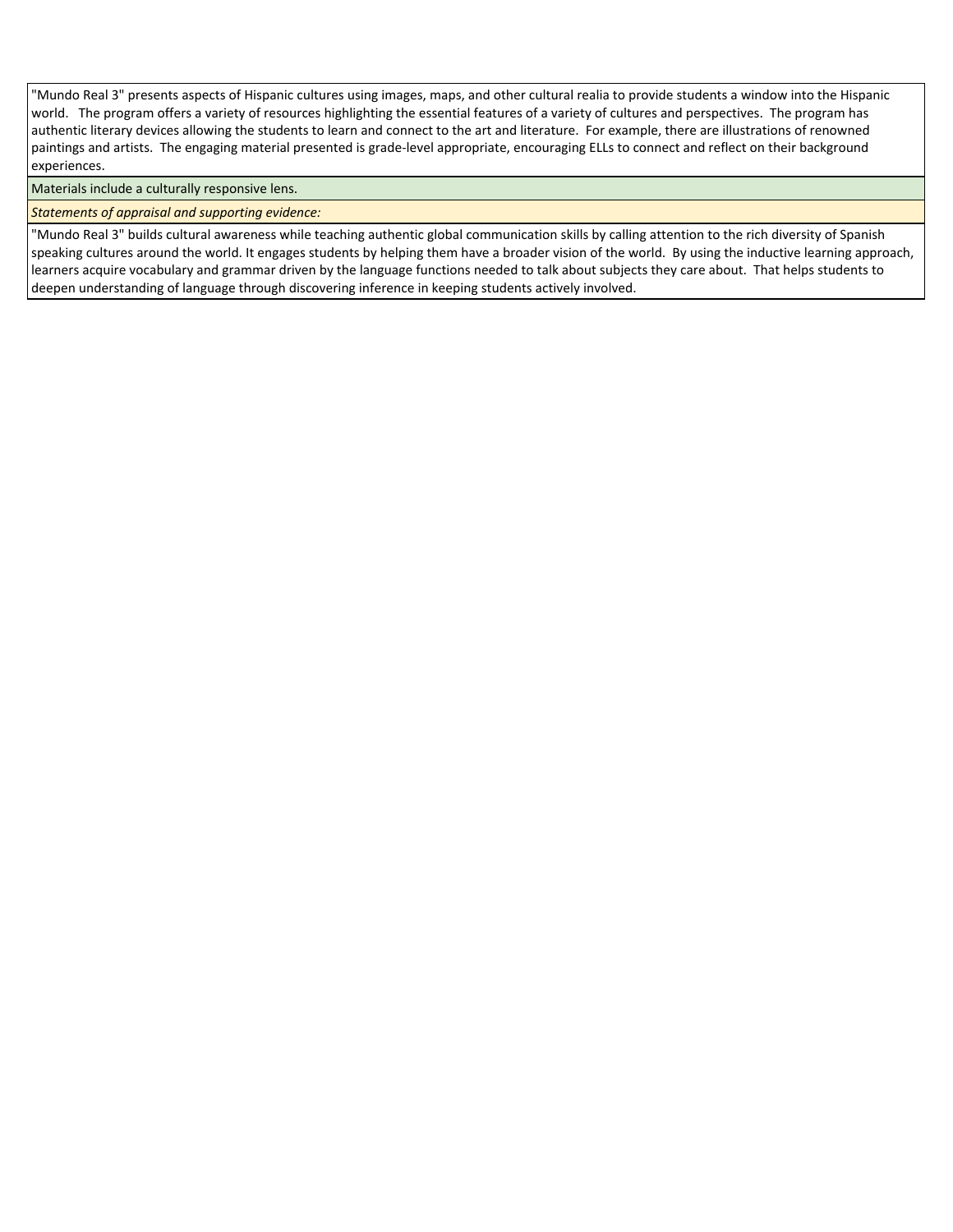"Mundo Real 3" presents aspects of Hispanic cultures using images, maps, and other cultural realia to provide students a window into the Hispanic world. The program offers a variety of resources highlighting the essential features of a variety of cultures and perspectives. The program has authentic literary devices allowing the students to learn and connect to the art and literature. For example, there are illustrations of renowned paintings and artists. The engaging material presented is grade-level appropriate, encouraging ELLs to connect and reflect on their background experiences.

Materials include a culturally responsive lens.

*Statements of appraisal and supporting evidence:*

"Mundo Real 3" builds cultural awareness while teaching authentic global communication skills by calling attention to the rich diversity of Spanish speaking cultures around the world. It engages students by helping them have a broader vision of the world. By using the inductive learning approach, learners acquire vocabulary and grammar driven by the language functions needed to talk about subjects they care about. That helps students to deepen understanding of language through discovering inference in keeping students actively involved.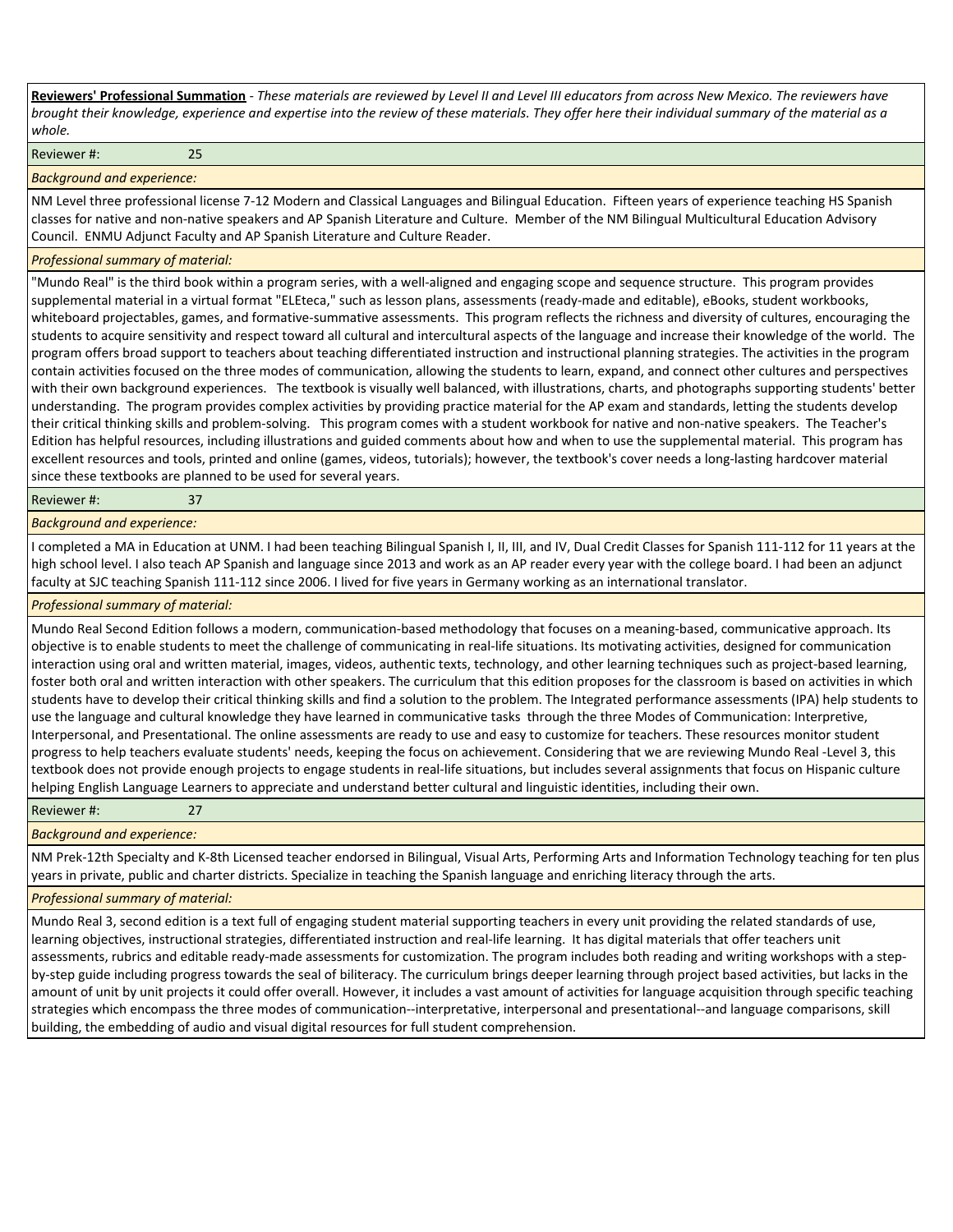**Reviewers' Professional Summation** - *These materials are reviewed by Level II and Level III educators from across New Mexico. The reviewers have brought their knowledge, experience and expertise into the review of these materials. They offer here their individual summary of the material as a whole.*

Reviewer #: 25

*Background and experience:*

NM Level three professional license 7-12 Modern and Classical Languages and Bilingual Education. Fifteen years of experience teaching HS Spanish classes for native and non-native speakers and AP Spanish Literature and Culture. Member of the NM Bilingual Multicultural Education Advisory Council. ENMU Adjunct Faculty and AP Spanish Literature and Culture Reader.

*Professional summary of material:*

"Mundo Real" is the third book within a program series, with a well-aligned and engaging scope and sequence structure. This program provides supplemental material in a virtual format "ELEteca," such as lesson plans, assessments (ready-made and editable), eBooks, student workbooks, whiteboard projectables, games, and formative-summative assessments. This program reflects the richness and diversity of cultures, encouraging the students to acquire sensitivity and respect toward all cultural and intercultural aspects of the language and increase their knowledge of the world. The program offers broad support to teachers about teaching differentiated instruction and instructional planning strategies. The activities in the program contain activities focused on the three modes of communication, allowing the students to learn, expand, and connect other cultures and perspectives with their own background experiences. The textbook is visually well balanced, with illustrations, charts, and photographs supporting students' better understanding. The program provides complex activities by providing practice material for the AP exam and standards, letting the students develop their critical thinking skills and problem-solving. This program comes with a student workbook for native and non-native speakers. The Teacher's Edition has helpful resources, including illustrations and guided comments about how and when to use the supplemental material. This program has excellent resources and tools, printed and online (games, videos, tutorials); however, the textbook's cover needs a long-lasting hardcover material since these textbooks are planned to be used for several years.

Reviewer #: 37

*Background and experience:*

I completed a MA in Education at UNM. I had been teaching Bilingual Spanish I, II, III, and IV, Dual Credit Classes for Spanish 111-112 for 11 years at the high school level. I also teach AP Spanish and language since 2013 and work as an AP reader every year with the college board. I had been an adjunct faculty at SJC teaching Spanish 111-112 since 2006. I lived for five years in Germany working as an international translator.

*Professional summary of material:*

Mundo Real Second Edition follows a modern, communication-based methodology that focuses on a meaning-based, communicative approach. Its objective is to enable students to meet the challenge of communicating in real-life situations. Its motivating activities, designed for communication interaction using oral and written material, images, videos, authentic texts, technology, and other learning techniques such as project-based learning, foster both oral and written interaction with other speakers. The curriculum that this edition proposes for the classroom is based on activities in which students have to develop their critical thinking skills and find a solution to the problem. The Integrated performance assessments (IPA) help students to use the language and cultural knowledge they have learned in communicative tasks through the three Modes of Communication: Interpretive, Interpersonal, and Presentational. The online assessments are ready to use and easy to customize for teachers. These resources monitor student progress to help teachers evaluate students' needs, keeping the focus on achievement. Considering that we are reviewing Mundo Real -Level 3, this textbook does not provide enough projects to engage students in real-life situations, but includes several assignments that focus on Hispanic culture helping English Language Learners to appreciate and understand better cultural and linguistic identities, including their own.

Reviewer #: 27

*Background and experience:*

NM Prek-12th Specialty and K-8th Licensed teacher endorsed in Bilingual, Visual Arts, Performing Arts and Information Technology teaching for ten plus years in private, public and charter districts. Specialize in teaching the Spanish language and enriching literacy through the arts.

*Professional summary of material:*

Mundo Real 3, second edition is a text full of engaging student material supporting teachers in every unit providing the related standards of use, learning objectives, instructional strategies, differentiated instruction and real-life learning. It has digital materials that offer teachers unit assessments, rubrics and editable ready-made assessments for customization. The program includes both reading and writing workshops with a step-by-step guide including progress towards the seal of biliteracy. The curriculum brings deeper learning through project based activities, but lacks in the amount of unit by unit projects it could offer overall. However, it includes a vast amount of activities for language acquisition through specific teaching strategies which encompass the three modes of communication--interpretative, interpersonal and presentational--and language comparisons, skill building, the embedding of audio and visual digital resources for full student comprehension.